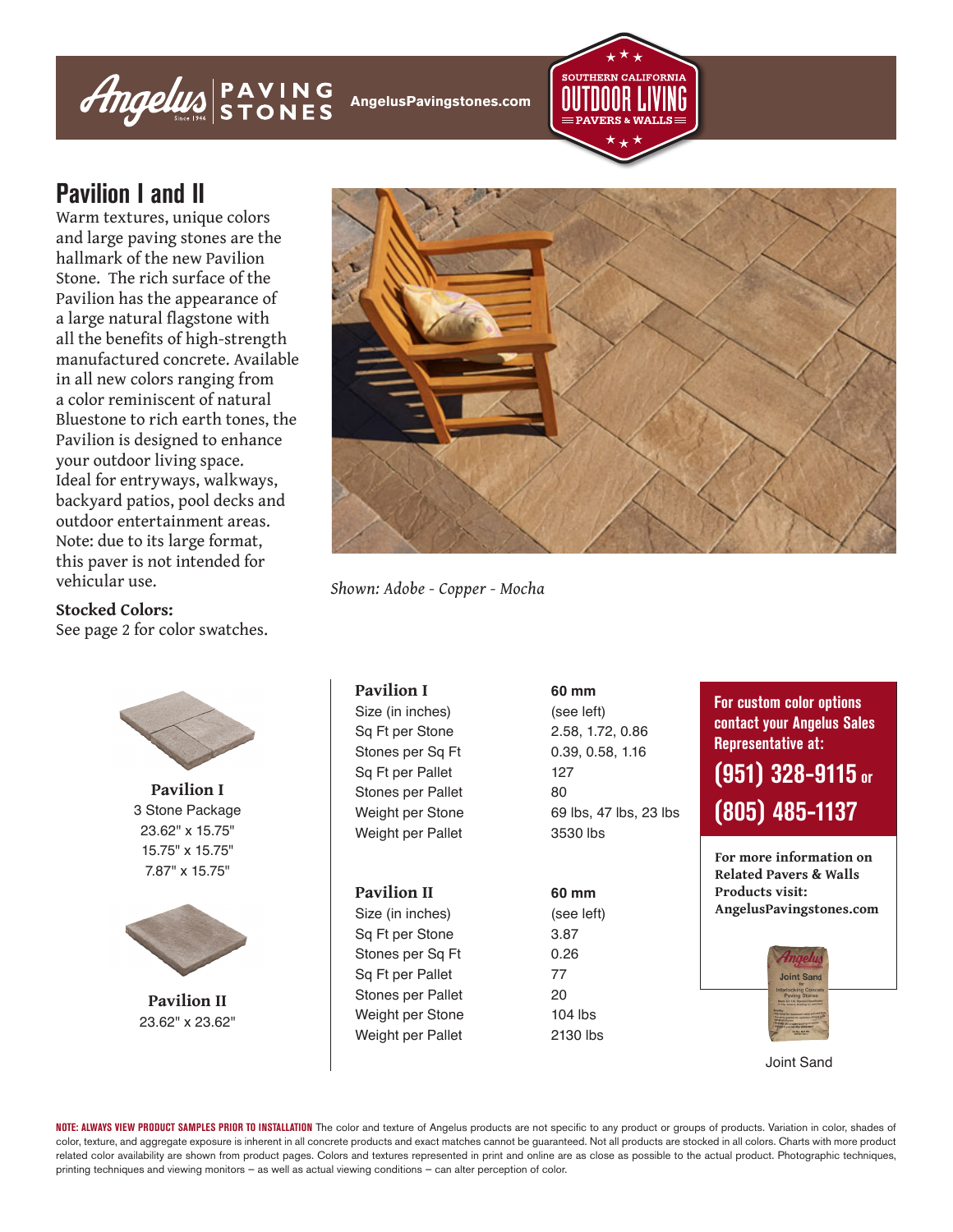Angelus PAVING STONES AngelusPavingstones.com

SOUTHERN CALIFORNIA OUTDOOR LIVING PAVERS & WALLS

# Pavilion I and II

Warm textures, unique colors and large paving stones are the hallmark of the new Pavilion Stone. The rich surface of the Pavilion has the appearance of a large natural flagstone with all the benefits of high-strength manufactured concrete. Available in all new colors ranging from a color reminiscent of natural Bluestone to rich earth tones, the Pavilion is designed to enhance your outdoor living space. Ideal for entryways, walkways, backyard patios, pool decks and outdoor entertainment areas. Note: due to its large format, this paver is not intended for vehicular use.

**Stocked Colors:**
See page 2 for color swatches.

*Shown: Adobe - Copper - Mocha*

**Pavilion I**
3 Stone Package
23.62" x 15.75"
15.75" x 15.75"
7.87" x 15.75"

**Pavilion II**
23.62" x 23.62"

| **Pavilion I** | **60 mm** |
|---|---|
| Size (in inches) | (see left) |
| Sq Ft per Stone | 2.58, 1.72, 0.86 |
| Stones per Sq Ft | 0.39, 0.58, 1.16 |
| Sq Ft per Pallet | 127 |
| Stones per Pallet | 80 |
| Weight per Stone | 69 lbs, 47 lbs, 23 lbs |
| Weight per Pallet | 3530 lbs |

| **Pavilion II** | **60 mm** |
|---|---|
| Size (in inches) | (see left) |
| Sq Ft per Stone | 3.87 |
| Stones per Sq Ft | 0.26 |
| Sq Ft per Pallet | 77 |
| Stones per Pallet | 20 |
| Weight per Stone | 104 lbs |
| Weight per Pallet | 2130 lbs |

**For custom color options contact your Angelus Sales Representative at:**

**(951) 328-9115 or (805) 485-1137**

**For more information on Related Pavers & Walls Products visit: AngelusPavingstones.com**

Joint Sand

**NOTE: ALWAYS VIEW PRODUCT SAMPLES PRIOR TO INSTALLATION** The color and texture of Angelus products are not specific to any product or groups of products. Variation in color, shades of color, texture, and aggregate exposure is inherent in all concrete products and exact matches cannot be guaranteed. Not all products are stocked in all colors. Charts with more product related color availability are shown from product pages. Colors and textures represented in print and online are as close as possible to the actual product. Photographic techniques, printing techniques and viewing monitors – as well as actual viewing conditions – can alter perception of color.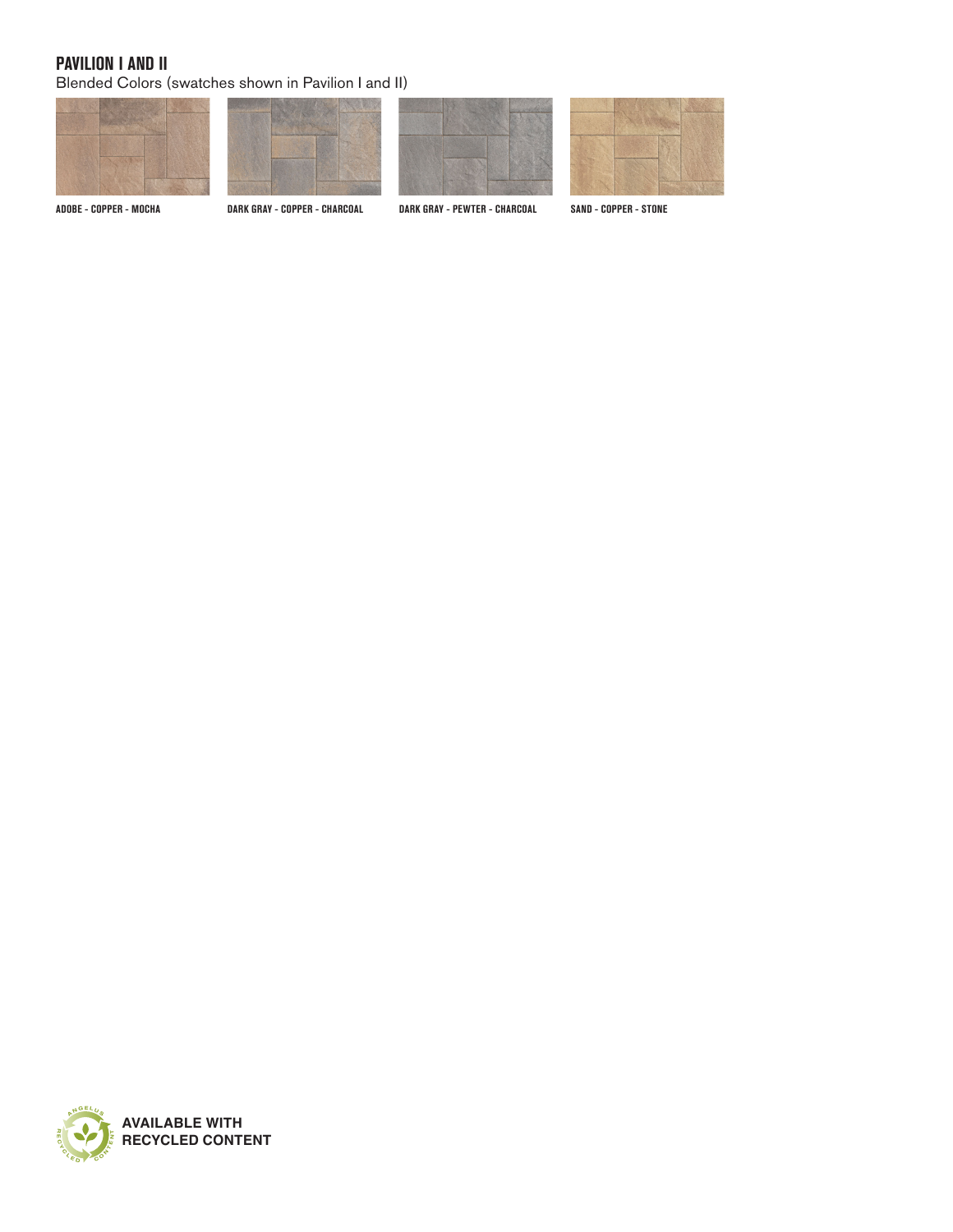## PAVILION I AND II

Blended Colors (swatches shown in Pavilion I and II)

ADOBE - COPPER - MOCHA

DARK GRAY - COPPER - CHARCOAL

DARK GRAY - PEWTER - CHARCOAL

SAND - COPPER - STONE

**AVAILABLE WITH RECYCLED CONTENT**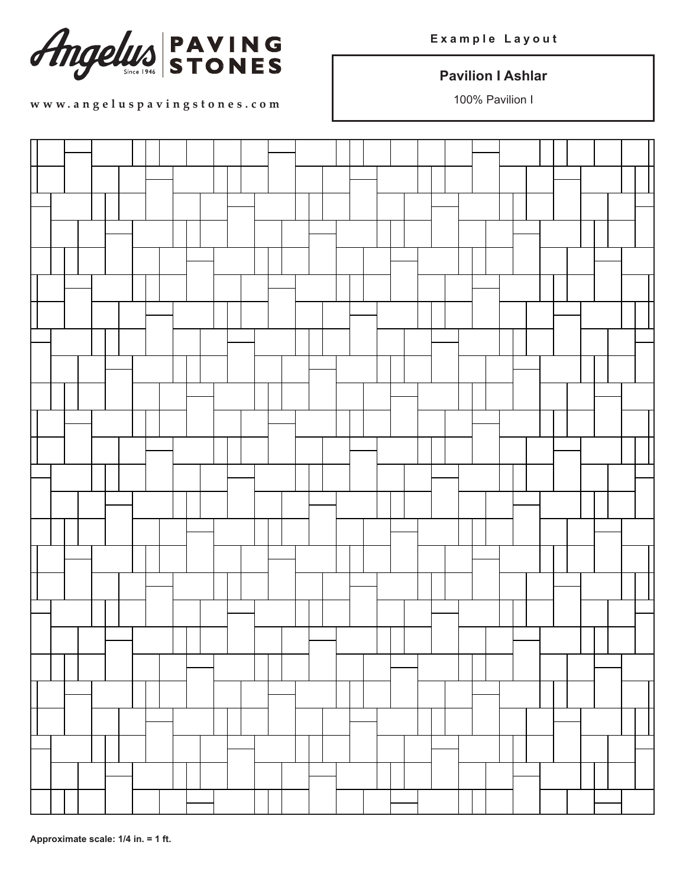Angelus PAVING STONES Since 1946

www.angeluspavingstones.com

Example Layout

**Pavilion I Ashlar**

100% Pavilion I

**Approximate scale: 1/4 in. = 1 ft.**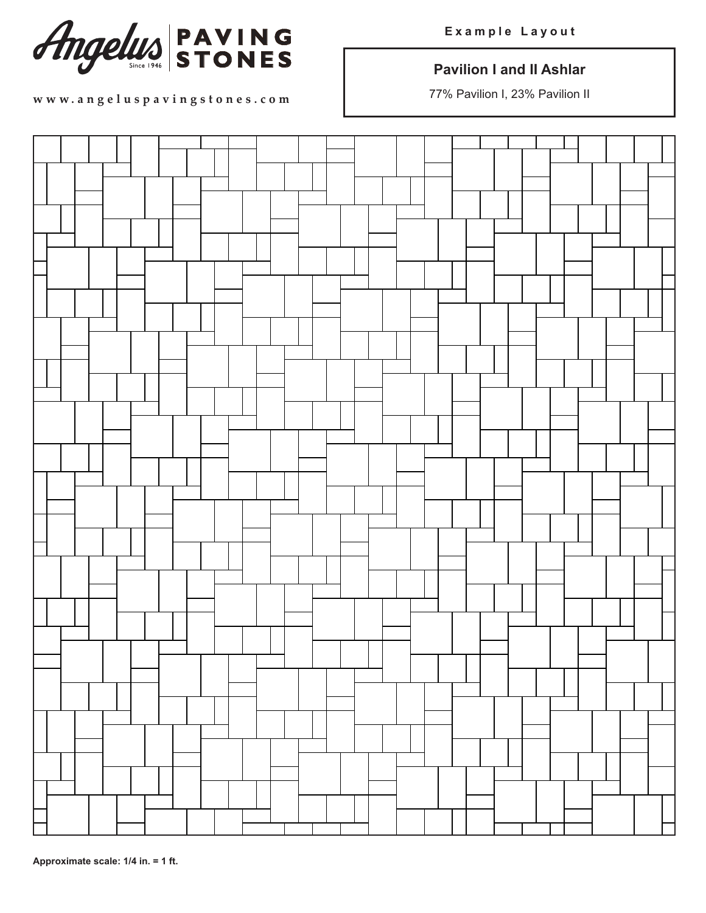Angelus PAVING STONES Since 1946

www.angeluspavingstones.com

Example Layout

**Pavilion I and II Ashlar**

77% Pavilion I, 23% Pavilion II

**Approximate scale: 1/4 in. = 1 ft.**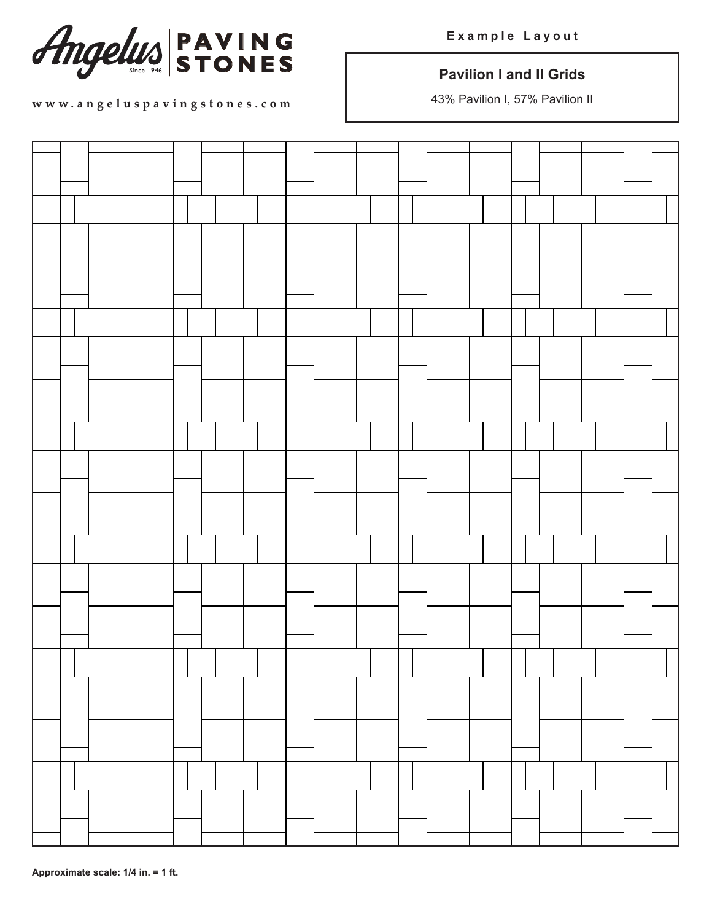Angelus PAVING STONES Since 1946

www.angeluspavingstones.com

Example Layout

**Pavilion I and II Grids**

43% Pavilion I, 57% Pavilion II

**Approximate scale: 1/4 in. = 1 ft.**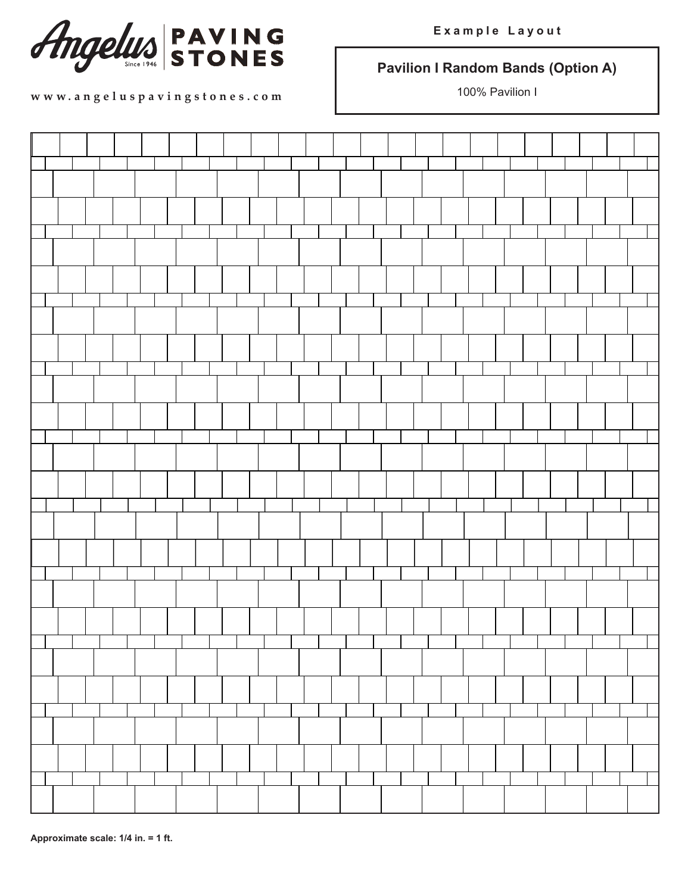Angelus PAVING STONES Since 1946

www.angeluspavingstones.com

Example Layout

## Pavilion I Random Bands (Option A)

100% Pavilion I

**Approximate scale: 1/4 in. = 1 ft.**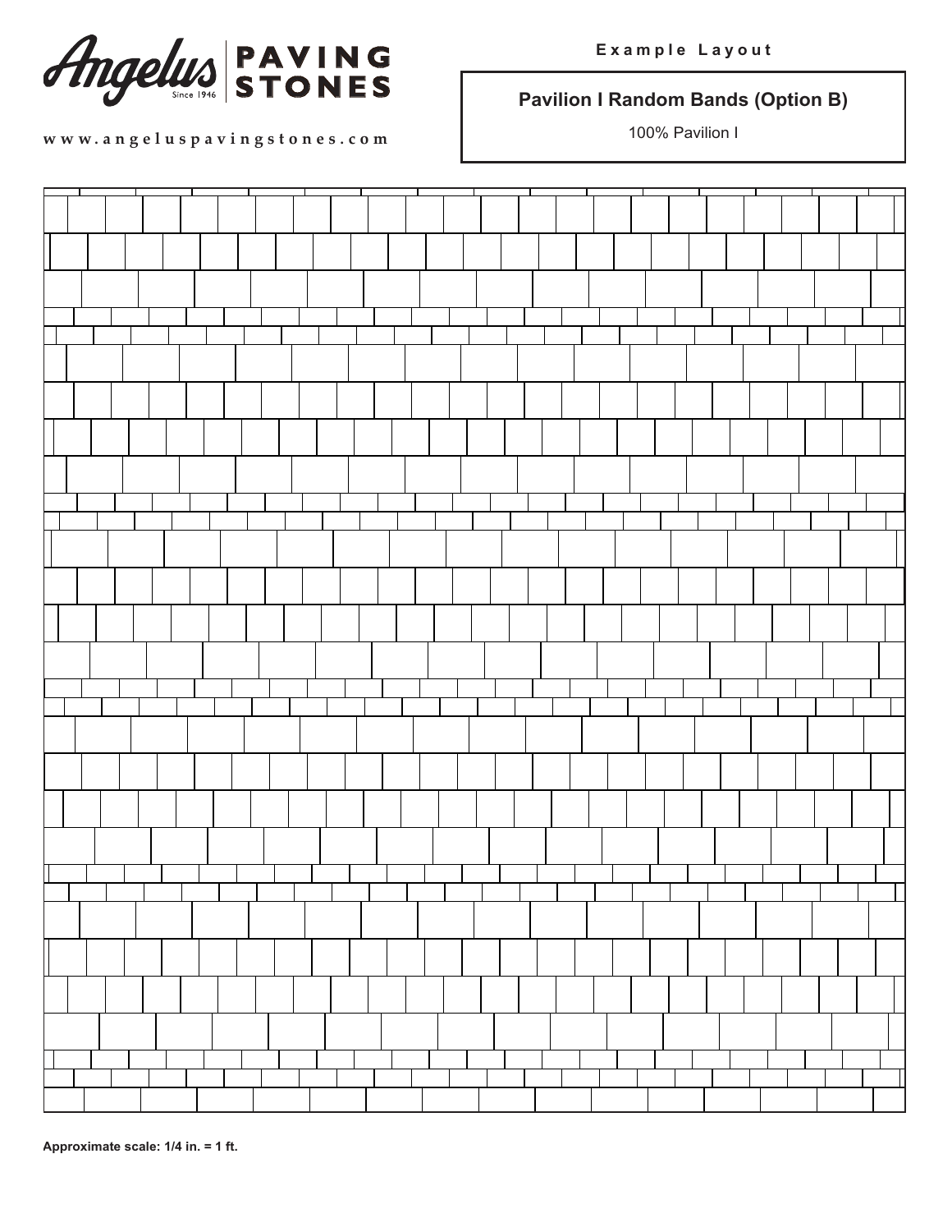Angelus PAVING STONES Since 1946

www.angeluspavingstones.com

Example Layout

## Pavilion I Random Bands (Option B)

100% Pavilion I

**Approximate scale: 1/4 in. = 1 ft.**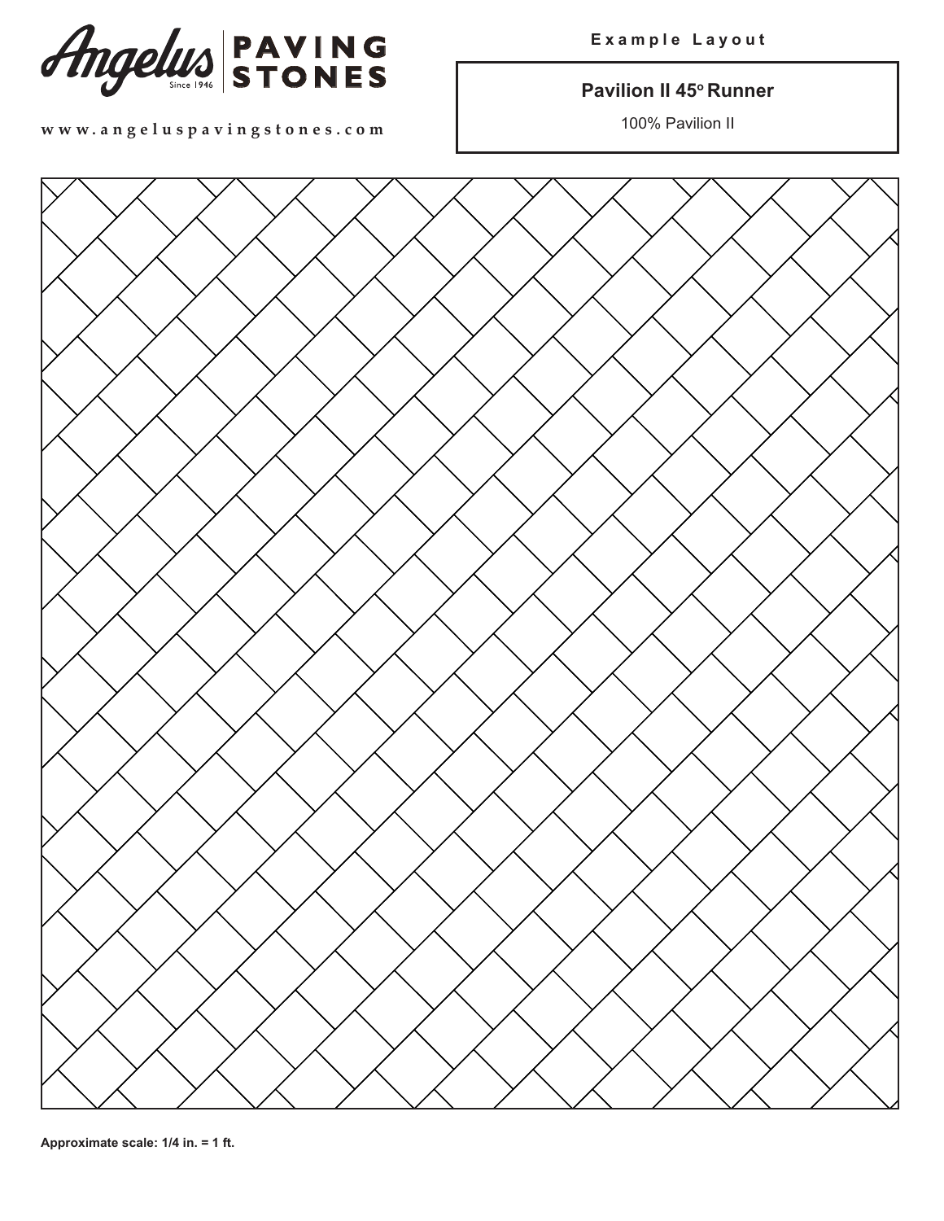Angelus Since 1946 PAVING STONES

www.angeluspavingstones.com

Example Layout

**Pavilion II 45° Runner**

100% Pavilion II

**Approximate scale: 1/4 in. = 1 ft.**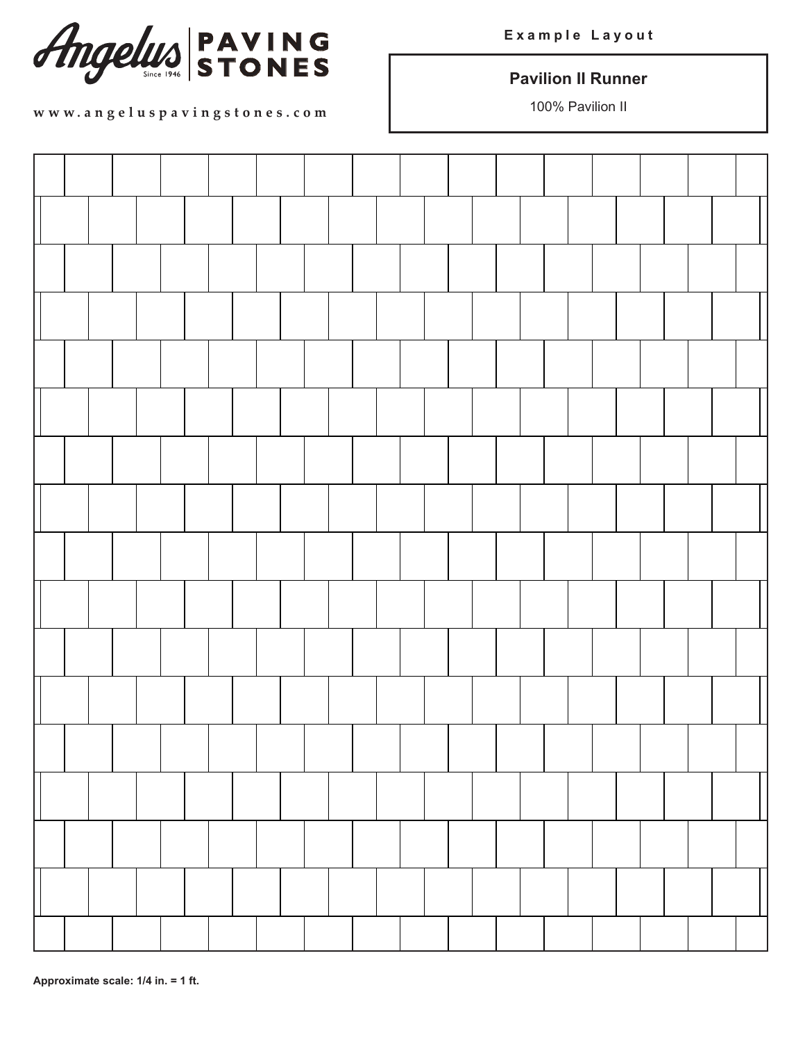Angelus PAVING STONES Since 1946

www.angeluspavingstones.com

Example Layout

## Pavilion II Runner

100% Pavilion II

Approximate scale: 1/4 in. = 1 ft.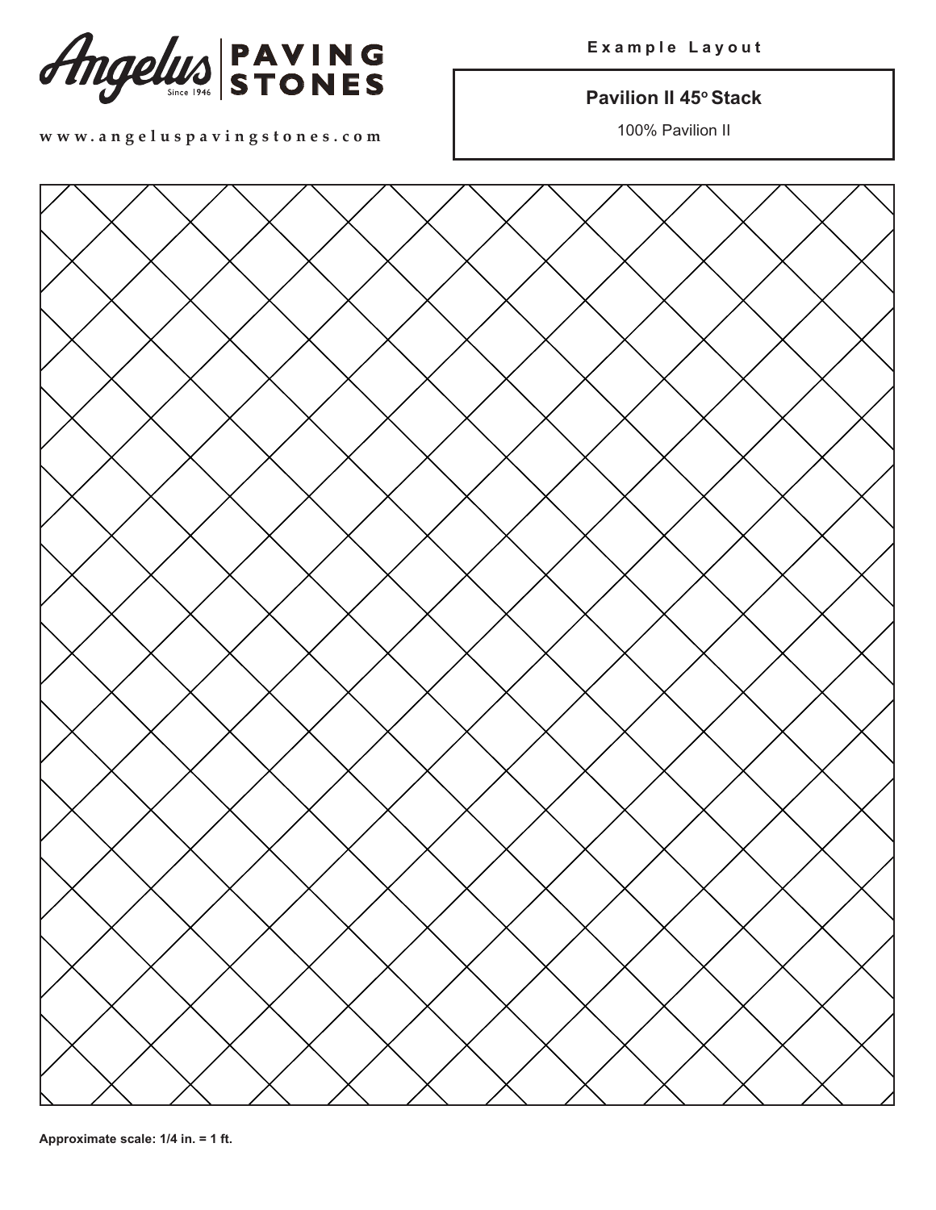Angelus PAVING STONES Since 1946

www.angeluspavingstones.com

Example Layout

**Pavilion II 45° Stack**

100% Pavilion II

**Approximate scale: 1/4 in. = 1 ft.**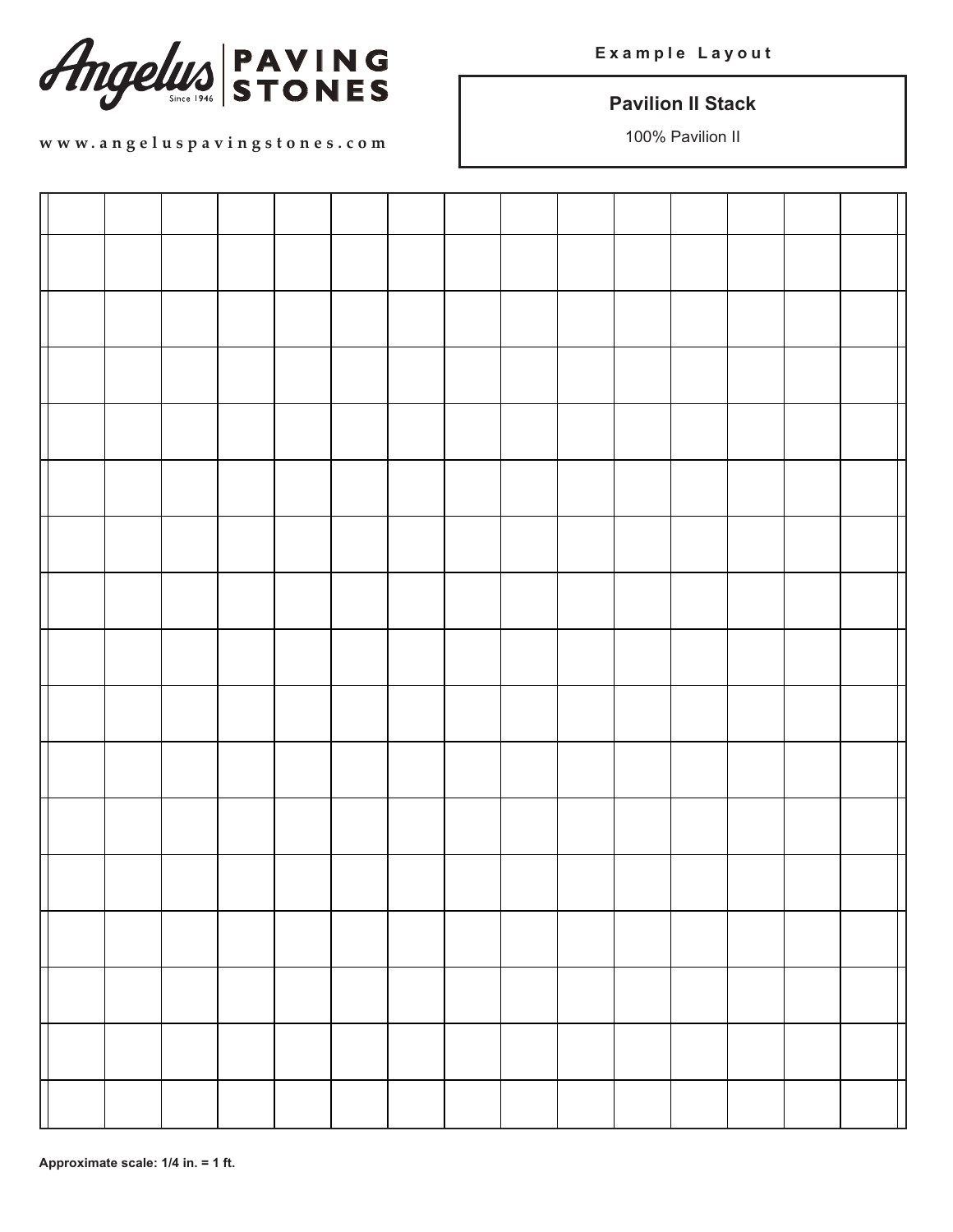Angelus PAVING STONES Since 1946

www.angeluspavingstones.com

Example Layout

**Pavilion II Stack**

100% Pavilion II

**Approximate scale: 1/4 in. = 1 ft.**